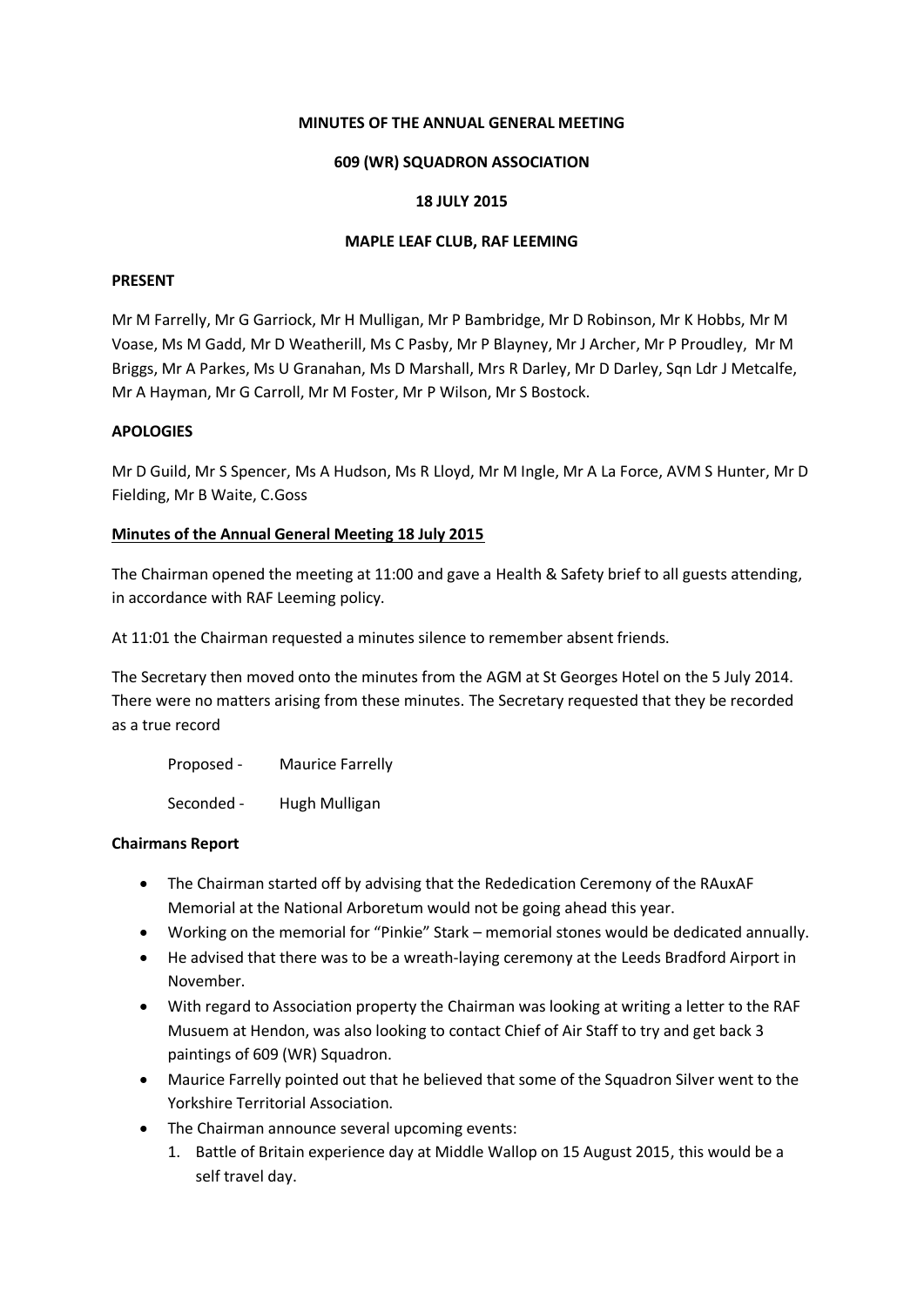**MINUTES OF THE ANNUAL GENERAL MEETING**

**609 (WR) SQUADRON ASSOCIATION**

**18 JULY 2015**

**MAPLE LEAF CLUB, RAF LEEMING**

**PRESENT**

Mr M Farrelly, Mr G Garriock, Mr H Mulligan, Mr P Bambridge, Mr D Robinson, Mr K Hobbs, Mr M Voase, Ms M Gadd, Mr D Weatherill, Ms C Pasby, Mr P Blayney, Mr J Archer, Mr P Proudley, Mr M Briggs, Mr A Parkes, Ms U Granahan, Ms D Marshall, Mrs R Darley, Mr D Darley, Sqn Ldr J Metcalfe, Mr A Hayman, Mr G Carroll, Mr M Foster, Mr P Wilson, Mr S Bostock.

**APOLOGIES**

Mr D Guild, Mr S Spencer, Ms A Hudson, Ms R Lloyd, Mr M Ingle, Mr A La Force, AVM S Hunter, Mr D Fielding, Mr B Waite, C.Goss

**Minutes of the Annual General Meeting 18 July 2015**

The Chairman opened the meeting at 11:00 and gave a Health & Safety brief to all guests attending, in accordance with RAF Leeming policy.

At 11:01 the Chairman requested a minutes silence to remember absent friends.

The Secretary then moved onto the minutes from the AGM at St Georges Hotel on the 5 July 2014. There were no matters arising from these minutes. The Secretary requested that they be recorded as a true record

Proposed - Maurice Farrelly

Seconded - Hugh Mulligan

**Chairmans Report**

- The Chairman started off by advising that the Rededication Ceremony of the RAuxAF Memorial at the National Arboretum would not be going ahead this year.
- Working on the memorial for "Pinkie" Stark – memorial stones would be dedicated annually.
- He advised that there was to be a wreath-laying ceremony at the Leeds Bradford Airport in November.
- With regard to Association property the Chairman was looking at writing a letter to the RAF Musuem at Hendon, was also looking to contact Chief of Air Staff to try and get back 3 paintings of 609 (WR) Squadron.
- Maurice Farrelly pointed out that he believed that some of the Squadron Silver went to the Yorkshire Territorial Association.
- The Chairman announce several upcoming events:
  1. Battle of Britain experience day at Middle Wallop on 15 August 2015, this would be a self travel day.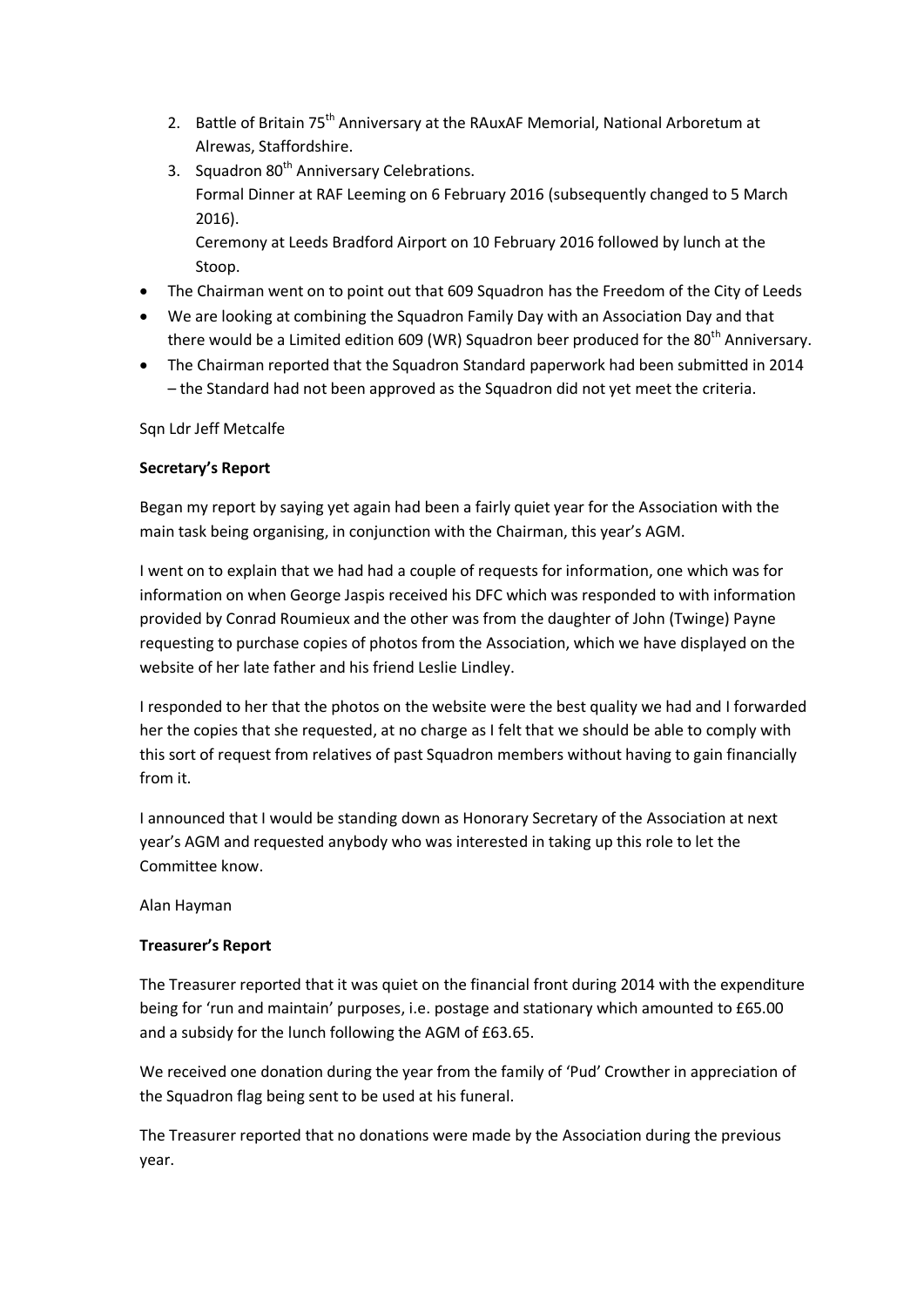2. Battle of Britain 75th Anniversary at the RAuxAF Memorial, National Arboretum at Alrewas, Staffordshire.
3. Squadron 80th Anniversary Celebrations.
   Formal Dinner at RAF Leeming on 6 February 2016 (subsequently changed to 5 March 2016).
   Ceremony at Leeds Bradford Airport on 10 February 2016 followed by lunch at the Stoop.

- The Chairman went on to point out that 609 Squadron has the Freedom of the City of Leeds
- We are looking at combining the Squadron Family Day with an Association Day and that there would be a Limited edition 609 (WR) Squadron beer produced for the 80th Anniversary.
- The Chairman reported that the Squadron Standard paperwork had been submitted in 2014 – the Standard had not been approved as the Squadron did not yet meet the criteria.

Sqn Ldr Jeff Metcalfe

**Secretary's Report**

Began my report by saying yet again had been a fairly quiet year for the Association with the main task being organising, in conjunction with the Chairman, this year's AGM.

I went on to explain that we had had a couple of requests for information, one which was for information on when George Jaspis received his DFC which was responded to with information provided by Conrad Roumieux and the other was from the daughter of John (Twinge) Payne requesting to purchase copies of photos from the Association, which we have displayed on the website of her late father and his friend Leslie Lindley.

I responded to her that the photos on the website were the best quality we had and I forwarded her the copies that she requested, at no charge as I felt that we should be able to comply with this sort of request from relatives of past Squadron members without having to gain financially from it.

I announced that I would be standing down as Honorary Secretary of the Association at next year's AGM and requested anybody who was interested in taking up this role to let the Committee know.

Alan Hayman

**Treasurer's Report**

The Treasurer reported that it was quiet on the financial front during 2014 with the expenditure being for 'run and maintain' purposes, i.e. postage and stationary which amounted to £65.00 and a subsidy for the lunch following the AGM of £63.65.

We received one donation during the year from the family of 'Pud' Crowther in appreciation of the Squadron flag being sent to be used at his funeral.

The Treasurer reported that no donations were made by the Association during the previous year.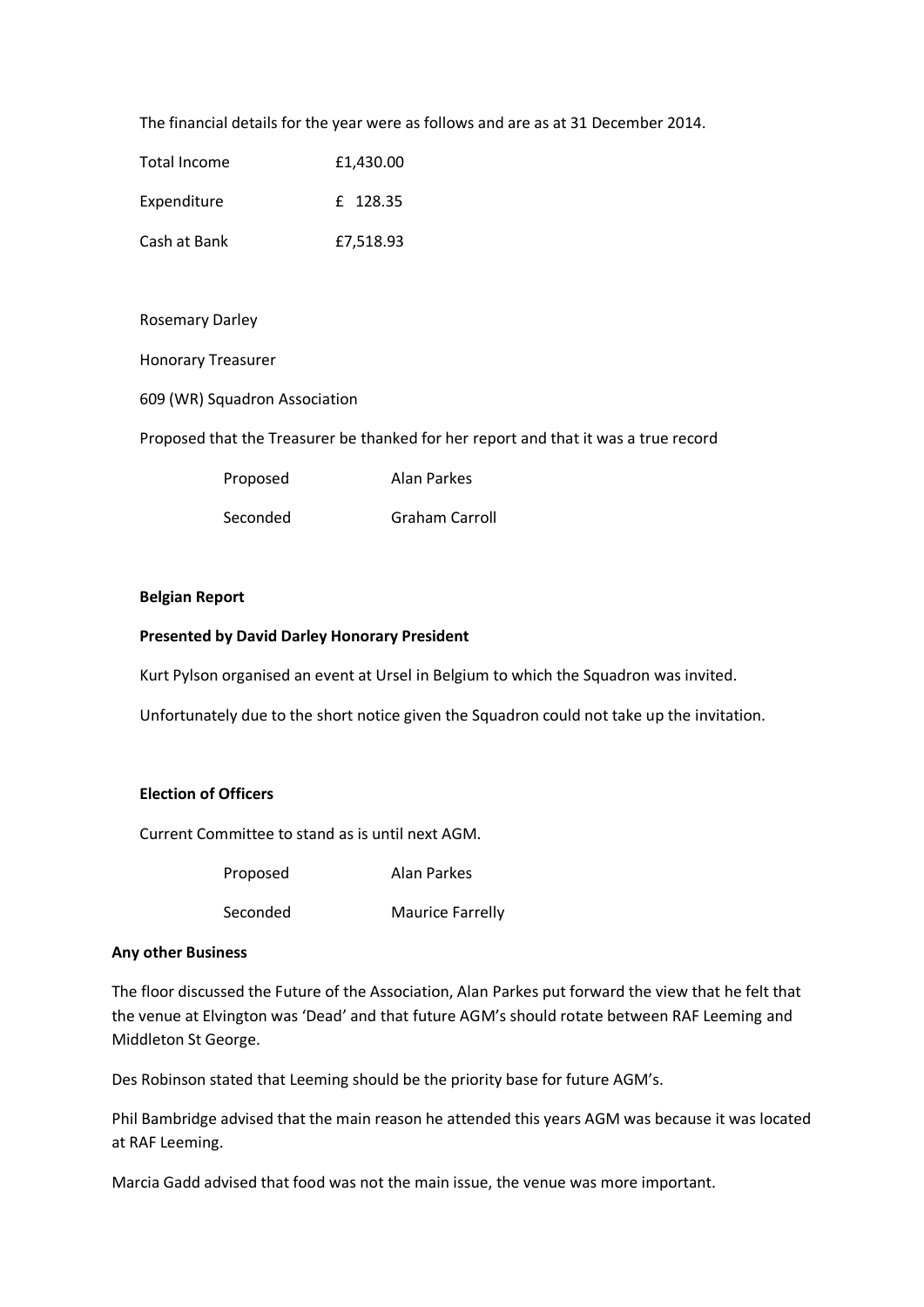The financial details for the year were as follows and are as at 31 December 2014.

| | |
|---|---|
| Total Income | £1,430.00 |
| Expenditure | £ 128.35 |
| Cash at Bank | £7,518.93 |

Rosemary Darley

Honorary Treasurer

609 (WR) Squadron Association

Proposed that the Treasurer be thanked for her report and that it was a true record

| | |
|---|---|
| Proposed | Alan Parkes |
| Seconded | Graham Carroll |

**Belgian Report**

**Presented by David Darley Honorary President**

Kurt Pylson organised an event at Ursel in Belgium to which the Squadron was invited.

Unfortunately due to the short notice given the Squadron could not take up the invitation.

**Election of Officers**

Current Committee to stand as is until next AGM.

| | |
|---|---|
| Proposed | Alan Parkes |
| Seconded | Maurice Farrelly |

**Any other Business**

The floor discussed the Future of the Association, Alan Parkes put forward the view that he felt that the venue at Elvington was 'Dead' and that future AGM's should rotate between RAF Leeming and Middleton St George.

Des Robinson stated that Leeming should be the priority base for future AGM's.

Phil Bambridge advised that the main reason he attended this years AGM was because it was located at RAF Leeming.

Marcia Gadd advised that food was not the main issue, the venue was more important.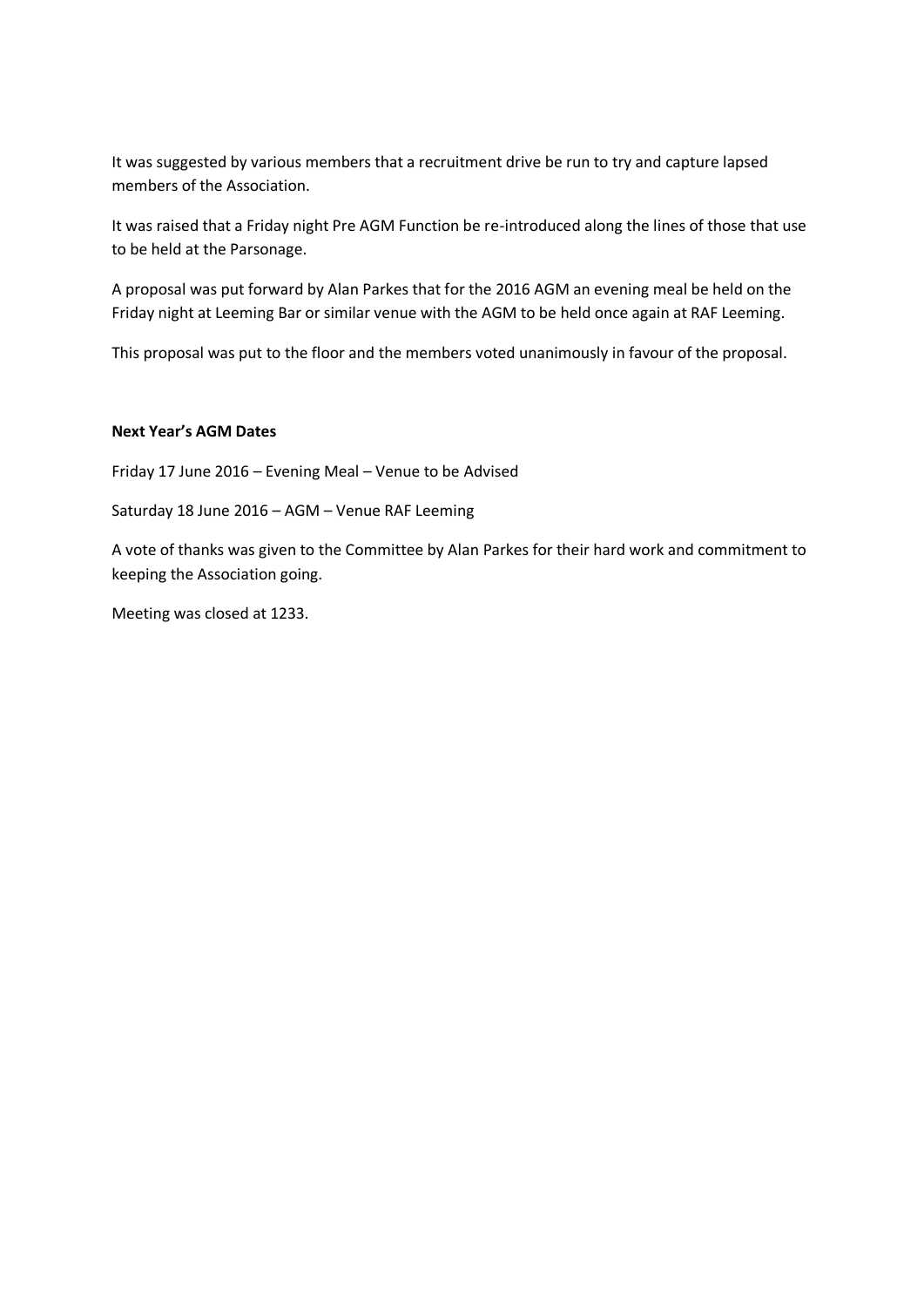It was suggested by various members that a recruitment drive be run to try and capture lapsed members of the Association.

It was raised that a Friday night Pre AGM Function be re-introduced along the lines of those that use to be held at the Parsonage.

A proposal was put forward by Alan Parkes that for the 2016 AGM an evening meal be held on the Friday night at Leeming Bar or similar venue with the AGM to be held once again at RAF Leeming.

This proposal was put to the floor and the members voted unanimously in favour of the proposal.

**Next Year's AGM Dates**

Friday 17 June 2016 – Evening Meal – Venue to be Advised

Saturday 18 June 2016 – AGM – Venue RAF Leeming

A vote of thanks was given to the Committee by Alan Parkes for their hard work and commitment to keeping the Association going.

Meeting was closed at 1233.